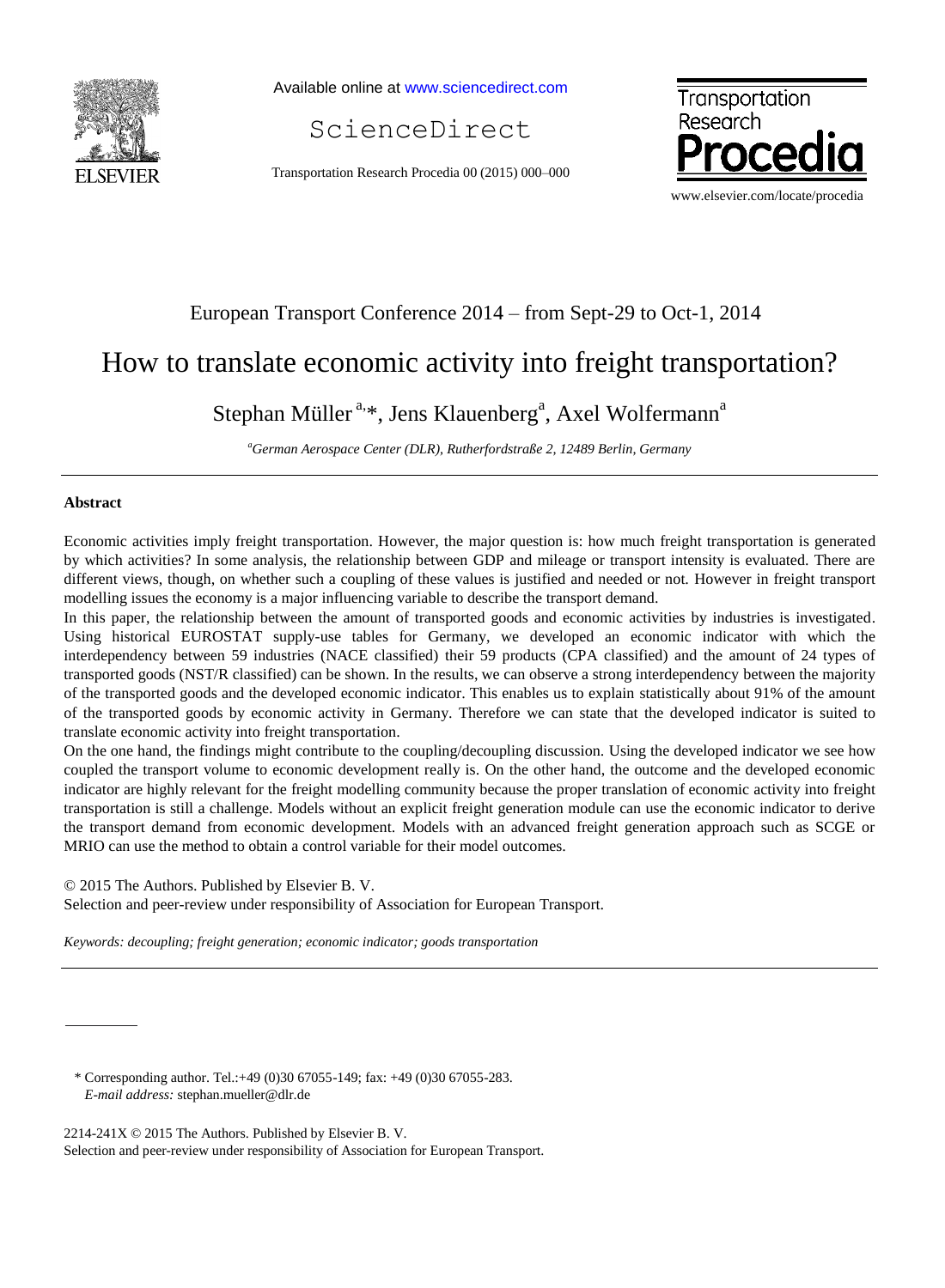European Transport Conference 2014 – from Sept-29 to Oct-1, 2014

# How to translate economic activity into freight transportation?

Stephan Müller [a,*], Jens Klauenberg[a], Axel Wolfermann[a]

[a]German Aerospace Center (DLR), Rutherfordstraße 2, 12489 Berlin, Germany

## Abstract

Economic activities imply freight transportation. However, the major question is: how much freight transportation is generated by which activities? In some analysis, the relationship between GDP and mileage or transport intensity is evaluated. There are different views, though, on whether such a coupling of these values is justified and needed or not. However in freight transport modelling issues the economy is a major influencing variable to describe the transport demand.

In this paper, the relationship between the amount of transported goods and economic activities by industries is investigated. Using historical EUROSTAT supply-use tables for Germany, we developed an economic indicator with which the interdependency between 59 industries (NACE classified) their 59 products (CPA classified) and the amount of 24 types of transported goods (NST/R classified) can be shown. In the results, we can observe a strong interdependency between the majority of the transported goods and the developed economic indicator. This enables us to explain statistically about 91% of the amount of the transported goods by economic activity in Germany. Therefore we can state that the developed indicator is suited to translate economic activity into freight transportation.

On the one hand, the findings might contribute to the coupling/decoupling discussion. Using the developed indicator we see how coupled the transport volume to economic development really is. On the other hand, the outcome and the developed economic indicator are highly relevant for the freight modelling community because the proper translation of economic activity into freight transportation is still a challenge. Models without an explicit freight generation module can use the economic indicator to derive the transport demand from economic development. Models with an advanced freight generation approach such as SCGE or MRIO can use the method to obtain a control variable for their model outcomes.

© 2015 The Authors. Published by Elsevier B. V.
Selection and peer-review under responsibility of Association for European Transport.

*Keywords:* decoupling; freight generation; economic indicator; goods transportation

\* Corresponding author. Tel.:+49 (0)30 67055-149; fax: +49 (0)30 67055-283.
*E-mail address:* stephan.mueller@dlr.de

2214-241X © 2015 The Authors. Published by Elsevier B. V.
Selection and peer-review under responsibility of Association for European Transport.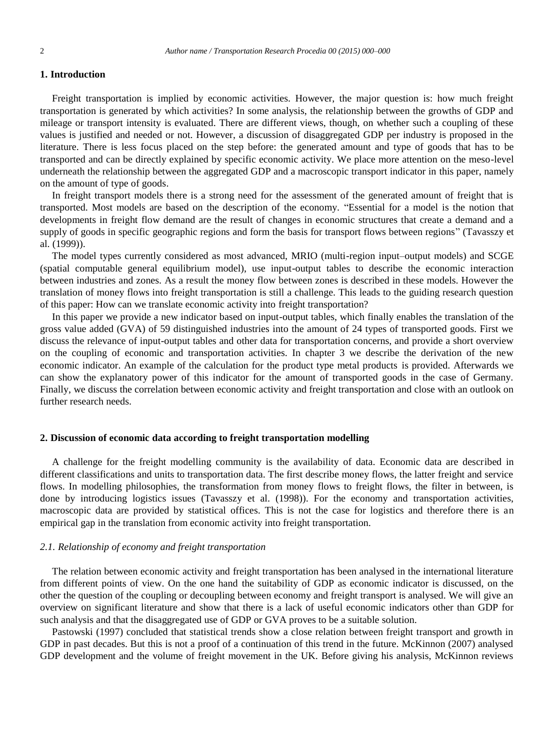## 1. Introduction

Freight transportation is implied by economic activities. However, the major question is: how much freight transportation is generated by which activities? In some analysis, the relationship between the growths of GDP and mileage or transport intensity is evaluated. There are different views, though, on whether such a coupling of these values is justified and needed or not. However, a discussion of disaggregated GDP per industry is proposed in the literature. There is less focus placed on the step before: the generated amount and type of goods that has to be transported and can be directly explained by specific economic activity. We place more attention on the meso-level underneath the relationship between the aggregated GDP and a macroscopic transport indicator in this paper, namely on the amount of type of goods.

In freight transport models there is a strong need for the assessment of the generated amount of freight that is transported. Most models are based on the description of the economy. "Essential for a model is the notion that developments in freight flow demand are the result of changes in economic structures that create a demand and a supply of goods in specific geographic regions and form the basis for transport flows between regions" (Tavasszy et al. (1999)).

The model types currently considered as most advanced, MRIO (multi-region input–output models) and SCGE (spatial computable general equilibrium model), use input-output tables to describe the economic interaction between industries and zones. As a result the money flow between zones is described in these models. However the translation of money flows into freight transportation is still a challenge. This leads to the guiding research question of this paper: How can we translate economic activity into freight transportation?

In this paper we provide a new indicator based on input-output tables, which finally enables the translation of the gross value added (GVA) of 59 distinguished industries into the amount of 24 types of transported goods. First we discuss the relevance of input-output tables and other data for transportation concerns, and provide a short overview on the coupling of economic and transportation activities. In chapter 3 we describe the derivation of the new economic indicator. An example of the calculation for the product type metal products is provided. Afterwards we can show the explanatory power of this indicator for the amount of transported goods in the case of Germany. Finally, we discuss the correlation between economic activity and freight transportation and close with an outlook on further research needs.

## 2. Discussion of economic data according to freight transportation modelling

A challenge for the freight modelling community is the availability of data. Economic data are described in different classifications and units to transportation data. The first describe money flows, the latter freight and service flows. In modelling philosophies, the transformation from money flows to freight flows, the filter in between, is done by introducing logistics issues (Tavasszy et al. (1998)). For the economy and transportation activities, macroscopic data are provided by statistical offices. This is not the case for logistics and therefore there is an empirical gap in the translation from economic activity into freight transportation.

### *2.1. Relationship of economy and freight transportation*

The relation between economic activity and freight transportation has been analysed in the international literature from different points of view. On the one hand the suitability of GDP as economic indicator is discussed, on the other the question of the coupling or decoupling between economy and freight transport is analysed. We will give an overview on significant literature and show that there is a lack of useful economic indicators other than GDP for such analysis and that the disaggregated use of GDP or GVA proves to be a suitable solution.

Pastowski (1997) concluded that statistical trends show a close relation between freight transport and growth in GDP in past decades. But this is not a proof of a continuation of this trend in the future. McKinnon (2007) analysed GDP development and the volume of freight movement in the UK. Before giving his analysis, McKinnon reviews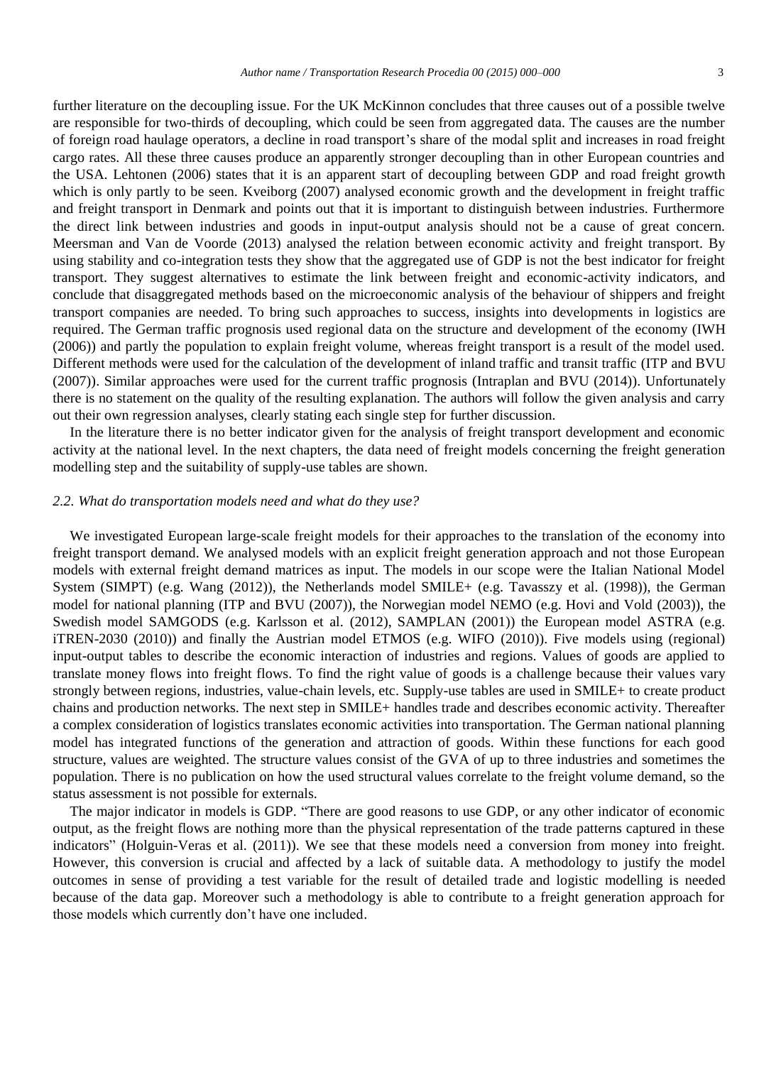further literature on the decoupling issue. For the UK McKinnon concludes that three causes out of a possible twelve are responsible for two-thirds of decoupling, which could be seen from aggregated data. The causes are the number of foreign road haulage operators, a decline in road transport's share of the modal split and increases in road freight cargo rates. All these three causes produce an apparently stronger decoupling than in other European countries and the USA. Lehtonen (2006) states that it is an apparent start of decoupling between GDP and road freight growth which is only partly to be seen. Kveiborg (2007) analysed economic growth and the development in freight traffic and freight transport in Denmark and points out that it is important to distinguish between industries. Furthermore the direct link between industries and goods in input-output analysis should not be a cause of great concern. Meersman and Van de Voorde (2013) analysed the relation between economic activity and freight transport. By using stability and co-integration tests they show that the aggregated use of GDP is not the best indicator for freight transport. They suggest alternatives to estimate the link between freight and economic-activity indicators, and conclude that disaggregated methods based on the microeconomic analysis of the behaviour of shippers and freight transport companies are needed. To bring such approaches to success, insights into developments in logistics are required. The German traffic prognosis used regional data on the structure and development of the economy (IWH (2006)) and partly the population to explain freight volume, whereas freight transport is a result of the model used. Different methods were used for the calculation of the development of inland traffic and transit traffic (ITP and BVU (2007)). Similar approaches were used for the current traffic prognosis (Intraplan and BVU (2014)). Unfortunately there is no statement on the quality of the resulting explanation. The authors will follow the given analysis and carry out their own regression analyses, clearly stating each single step for further discussion.

In the literature there is no better indicator given for the analysis of freight transport development and economic activity at the national level. In the next chapters, the data need of freight models concerning the freight generation modelling step and the suitability of supply-use tables are shown.

### *2.2. What do transportation models need and what do they use?*

We investigated European large-scale freight models for their approaches to the translation of the economy into freight transport demand. We analysed models with an explicit freight generation approach and not those European models with external freight demand matrices as input. The models in our scope were the Italian National Model System (SIMPT) (e.g. Wang (2012)), the Netherlands model SMILE+ (e.g. Tavasszy et al. (1998)), the German model for national planning (ITP and BVU (2007)), the Norwegian model NEMO (e.g. Hovi and Vold (2003)), the Swedish model SAMGODS (e.g. Karlsson et al. (2012), SAMPLAN (2001)) the European model ASTRA (e.g. iTREN-2030 (2010)) and finally the Austrian model ETMOS (e.g. WIFO (2010)). Five models using (regional) input-output tables to describe the economic interaction of industries and regions. Values of goods are applied to translate money flows into freight flows. To find the right value of goods is a challenge because their values vary strongly between regions, industries, value-chain levels, etc. Supply-use tables are used in SMILE+ to create product chains and production networks. The next step in SMILE+ handles trade and describes economic activity. Thereafter a complex consideration of logistics translates economic activities into transportation. The German national planning model has integrated functions of the generation and attraction of goods. Within these functions for each good structure, values are weighted. The structure values consist of the GVA of up to three industries and sometimes the population. There is no publication on how the used structural values correlate to the freight volume demand, so the status assessment is not possible for externals.

The major indicator in models is GDP. "There are good reasons to use GDP, or any other indicator of economic output, as the freight flows are nothing more than the physical representation of the trade patterns captured in these indicators" (Holguin-Veras et al. (2011)). We see that these models need a conversion from money into freight. However, this conversion is crucial and affected by a lack of suitable data. A methodology to justify the model outcomes in sense of providing a test variable for the result of detailed trade and logistic modelling is needed because of the data gap. Moreover such a methodology is able to contribute to a freight generation approach for those models which currently don't have one included.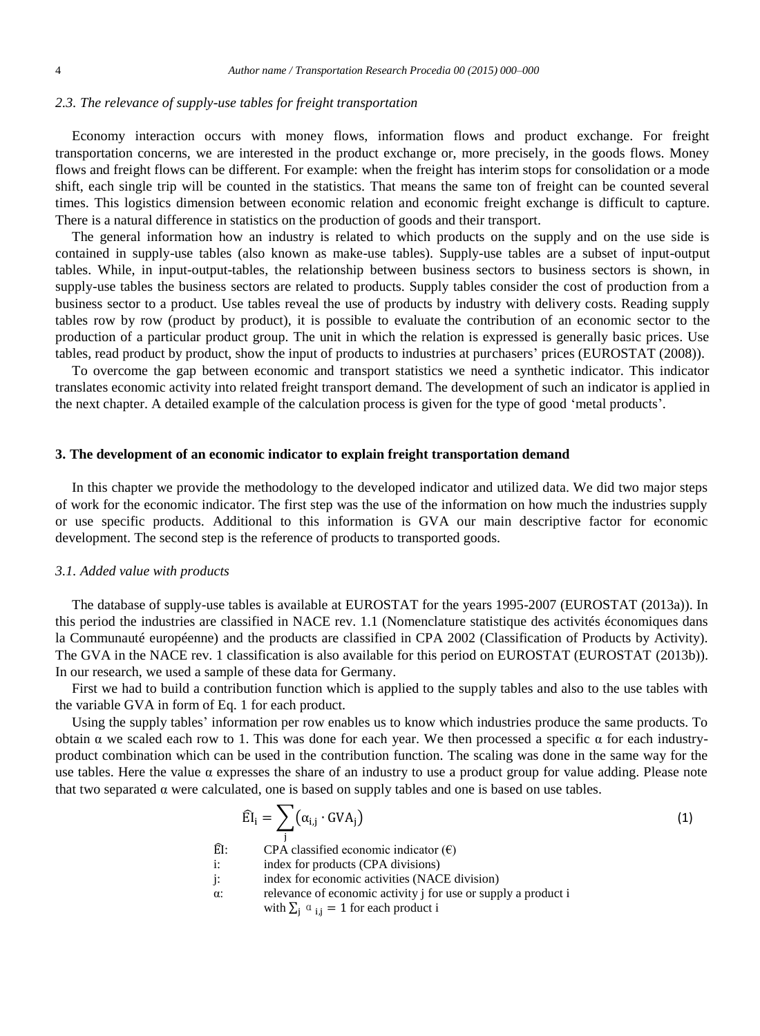### 2.3. The relevance of supply-use tables for freight transportation

Economy interaction occurs with money flows, information flows and product exchange. For freight transportation concerns, we are interested in the product exchange or, more precisely, in the goods flows. Money flows and freight flows can be different. For example: when the freight has interim stops for consolidation or a mode shift, each single trip will be counted in the statistics. That means the same ton of freight can be counted several times. This logistics dimension between economic relation and economic freight exchange is difficult to capture. There is a natural difference in statistics on the production of goods and their transport.

The general information how an industry is related to which products on the supply and on the use side is contained in supply-use tables (also known as make-use tables). Supply-use tables are a subset of input-output tables. While, in input-output-tables, the relationship between business sectors to business sectors is shown, in supply-use tables the business sectors are related to products. Supply tables consider the cost of production from a business sector to a product. Use tables reveal the use of products by industry with delivery costs. Reading supply tables row by row (product by product), it is possible to evaluate the contribution of an economic sector to the production of a particular product group. The unit in which the relation is expressed is generally basic prices. Use tables, read product by product, show the input of products to industries at purchasers' prices (EUROSTAT (2008)).

To overcome the gap between economic and transport statistics we need a synthetic indicator. This indicator translates economic activity into related freight transport demand. The development of such an indicator is applied in the next chapter. A detailed example of the calculation process is given for the type of good 'metal products'.

## 3. The development of an economic indicator to explain freight transportation demand

In this chapter we provide the methodology to the developed indicator and utilized data. We did two major steps of work for the economic indicator. The first step was the use of the information on how much the industries supply or use specific products. Additional to this information is GVA our main descriptive factor for economic development. The second step is the reference of products to transported goods.

### 3.1. Added value with products

The database of supply-use tables is available at EUROSTAT for the years 1995-2007 (EUROSTAT (2013a)). In this period the industries are classified in NACE rev. 1.1 (Nomenclature statistique des activités économiques dans la Communauté européenne) and the products are classified in CPA 2002 (Classification of Products by Activity). The GVA in the NACE rev. 1 classification is also available for this period on EUROSTAT (EUROSTAT (2013b)). In our research, we used a sample of these data for Germany.

First we had to build a contribution function which is applied to the supply tables and also to the use tables with the variable GVA in form of Eq. 1 for each product.

Using the supply tables' information per row enables us to know which industries produce the same products. To obtain α we scaled each row to 1. This was done for each year. We then processed a specific α for each industry-product combination which can be used in the contribution function. The scaling was done in the same way for the use tables. Here the value α expresses the share of an industry to use a product group for value adding. Please note that two separated α were calculated, one is based on supply tables and one is based on use tables.

$$\widehat{\mathrm{EI}}_i = \sum_j \left(\alpha_{i,j} \cdot \mathrm{GVA}_j\right) \tag{1}$$

$\widehat{\mathrm{EI}}$: CPA classified economic indicator (€)
i: index for products (CPA divisions)
j: index for economic activities (NACE division)
α: relevance of economic activity j for use or supply a product i with $\sum_j \alpha_{i,j} = 1$ for each product i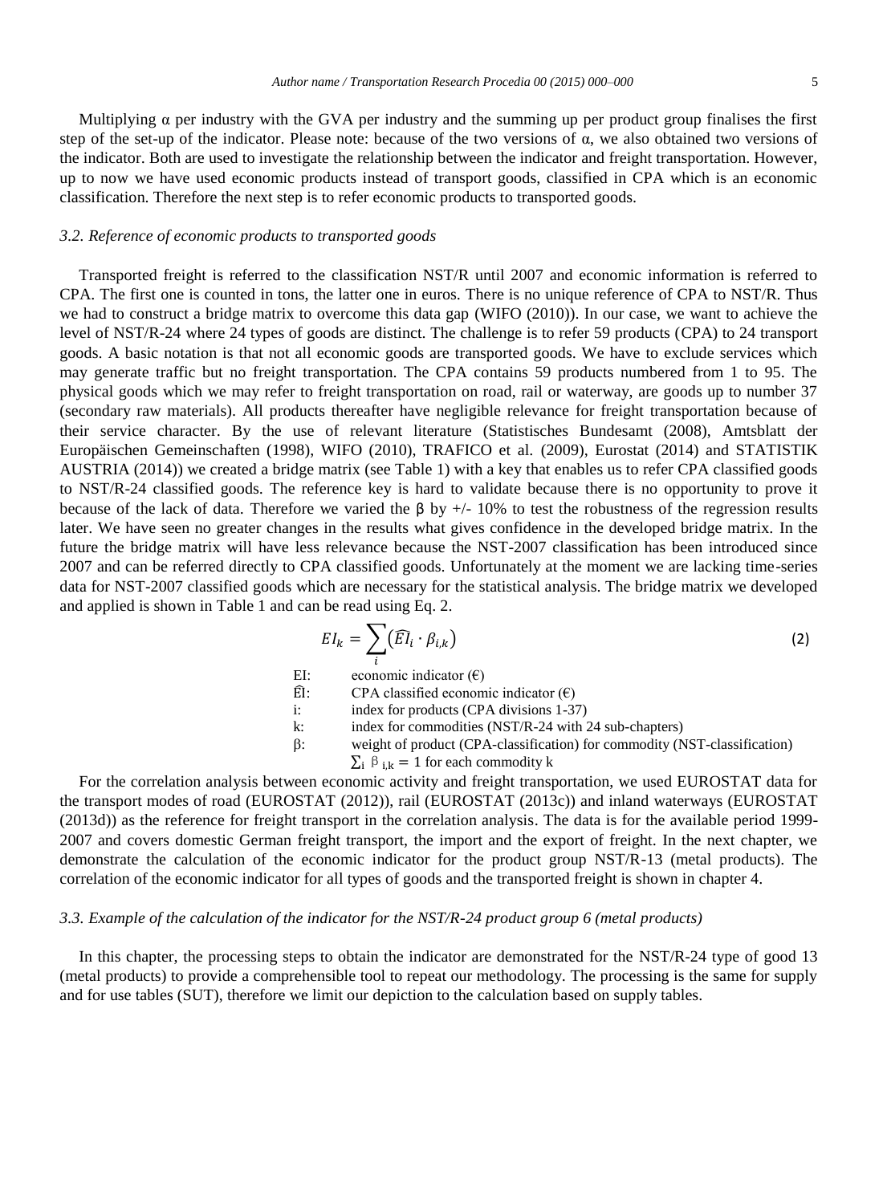Multiplying α per industry with the GVA per industry and the summing up per product group finalises the first step of the set-up of the indicator. Please note: because of the two versions of α, we also obtained two versions of the indicator. Both are used to investigate the relationship between the indicator and freight transportation. However, up to now we have used economic products instead of transport goods, classified in CPA which is an economic classification. Therefore the next step is to refer economic products to transported goods.

### *3.2. Reference of economic products to transported goods*

Transported freight is referred to the classification NST/R until 2007 and economic information is referred to CPA. The first one is counted in tons, the latter one in euros. There is no unique reference of CPA to NST/R. Thus we had to construct a bridge matrix to overcome this data gap (WIFO (2010)). In our case, we want to achieve the level of NST/R-24 where 24 types of goods are distinct. The challenge is to refer 59 products (CPA) to 24 transport goods. A basic notation is that not all economic goods are transported goods. We have to exclude services which may generate traffic but no freight transportation. The CPA contains 59 products numbered from 1 to 95. The physical goods which we may refer to freight transportation on road, rail or waterway, are goods up to number 37 (secondary raw materials). All products thereafter have negligible relevance for freight transportation because of their service character. By the use of relevant literature (Statistisches Bundesamt (2008), Amtsblatt der Europäischen Gemeinschaften (1998), WIFO (2010), TRAFICO et al. (2009), Eurostat (2014) and STATISTIK AUSTRIA (2014)) we created a bridge matrix (see Table 1) with a key that enables us to refer CPA classified goods to NST/R-24 classified goods. The reference key is hard to validate because there is no opportunity to prove it because of the lack of data. Therefore we varied the β by +/- 10% to test the robustness of the regression results later. We have seen no greater changes in the results what gives confidence in the developed bridge matrix. In the future the bridge matrix will have less relevance because the NST-2007 classification has been introduced since 2007 and can be referred directly to CPA classified goods. Unfortunately at the moment we are lacking time-series data for NST-2007 classified goods which are necessary for the statistical analysis. The bridge matrix we developed and applied is shown in Table 1 and can be read using Eq. 2.

$$EI_k = \sum_i \left( \widehat{EI}_i \cdot \beta_{i,k} \right) \tag{2}$$

EI: economic indicator (€)

$\widehat{EI}$: CPA classified economic indicator (€)

i: index for products (CPA divisions 1-37)

k: index for commodities (NST/R-24 with 24 sub-chapters)

β: weight of product (CPA-classification) for commodity (NST-classification)

$\sum_i \beta_{i,k} = 1$ for each commodity k

For the correlation analysis between economic activity and freight transportation, we used EUROSTAT data for the transport modes of road (EUROSTAT (2012)), rail (EUROSTAT (2013c)) and inland waterways (EUROSTAT (2013d)) as the reference for freight transport in the correlation analysis. The data is for the available period 1999-2007 and covers domestic German freight transport, the import and the export of freight. In the next chapter, we demonstrate the calculation of the economic indicator for the product group NST/R-13 (metal products). The correlation of the economic indicator for all types of goods and the transported freight is shown in chapter 4.

### *3.3. Example of the calculation of the indicator for the NST/R-24 product group 6 (metal products)*

In this chapter, the processing steps to obtain the indicator are demonstrated for the NST/R-24 type of good 13 (metal products) to provide a comprehensible tool to repeat our methodology. The processing is the same for supply and for use tables (SUT), therefore we limit our depiction to the calculation based on supply tables.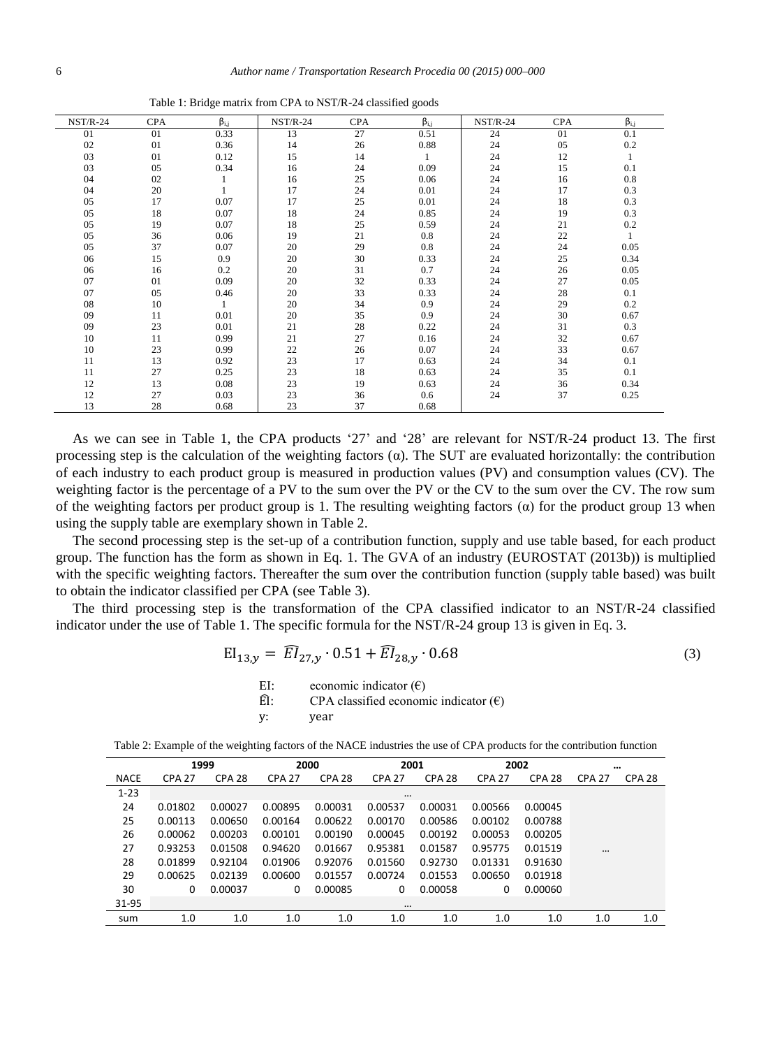Table 1: Bridge matrix from CPA to NST/R-24 classified goods

| NST/R-24 | CPA | $\beta_{i,j}$ | NST/R-24 | CPA | $\beta_{i,j}$ | NST/R-24 | CPA | $\beta_{i,j}$ |
|---|---|---|---|---|---|---|---|---|
| 01 | 01 | 0.33 | 13 | 27 | 0.51 | 24 | 01 | 0.1 |
| 02 | 01 | 0.36 | 14 | 26 | 0.88 | 24 | 05 | 0.2 |
| 03 | 01 | 0.12 | 15 | 14 | 1 | 24 | 12 | 1 |
| 03 | 05 | 0.34 | 16 | 24 | 0.09 | 24 | 15 | 0.1 |
| 04 | 02 | 1 | 16 | 25 | 0.06 | 24 | 16 | 0.8 |
| 04 | 20 | 1 | 17 | 24 | 0.01 | 24 | 17 | 0.3 |
| 05 | 17 | 0.07 | 17 | 25 | 0.01 | 24 | 18 | 0.3 |
| 05 | 18 | 0.07 | 18 | 24 | 0.85 | 24 | 19 | 0.3 |
| 05 | 19 | 0.07 | 18 | 25 | 0.59 | 24 | 21 | 0.2 |
| 05 | 36 | 0.06 | 19 | 21 | 0.8 | 24 | 22 | 1 |
| 05 | 37 | 0.07 | 20 | 29 | 0.8 | 24 | 24 | 0.05 |
| 06 | 15 | 0.9 | 20 | 30 | 0.33 | 24 | 25 | 0.34 |
| 06 | 16 | 0.2 | 20 | 31 | 0.7 | 24 | 26 | 0.05 |
| 07 | 01 | 0.09 | 20 | 32 | 0.33 | 24 | 27 | 0.05 |
| 07 | 05 | 0.46 | 20 | 33 | 0.33 | 24 | 28 | 0.1 |
| 08 | 10 | 1 | 20 | 34 | 0.9 | 24 | 29 | 0.2 |
| 09 | 11 | 0.01 | 20 | 35 | 0.9 | 24 | 30 | 0.67 |
| 09 | 23 | 0.01 | 21 | 28 | 0.22 | 24 | 31 | 0.3 |
| 10 | 11 | 0.99 | 21 | 27 | 0.16 | 24 | 32 | 0.67 |
| 10 | 23 | 0.99 | 22 | 26 | 0.07 | 24 | 33 | 0.67 |
| 11 | 13 | 0.92 | 23 | 17 | 0.63 | 24 | 34 | 0.1 |
| 11 | 27 | 0.25 | 23 | 18 | 0.63 | 24 | 35 | 0.1 |
| 12 | 13 | 0.08 | 23 | 19 | 0.63 | 24 | 36 | 0.34 |
| 12 | 27 | 0.03 | 23 | 36 | 0.6 | 24 | 37 | 0.25 |
| 13 | 28 | 0.68 | 23 | 37 | 0.68 | | | |

As we can see in Table 1, the CPA products '27' and '28' are relevant for NST/R-24 product 13. The first processing step is the calculation of the weighting factors (α). The SUT are evaluated horizontally: the contribution of each industry to each product group is measured in production values (PV) and consumption values (CV). The weighting factor is the percentage of a PV to the sum over the PV or the CV to the sum over the CV. The row sum of the weighting factors per product group is 1. The resulting weighting factors (α) for the product group 13 when using the supply table are exemplary shown in Table 2.

The second processing step is the set-up of a contribution function, supply and use table based, for each product group. The function has the form as shown in Eq. 1. The GVA of an industry (EUROSTAT (2013b)) is multiplied with the specific weighting factors. Thereafter the sum over the contribution function (supply table based) was built to obtain the indicator classified per CPA (see Table 3).

The third processing step is the transformation of the CPA classified indicator to an NST/R-24 classified indicator under the use of Table 1. The specific formula for the NST/R-24 group 13 is given in Eq. 3.

$$\mathrm{EI}_{13,y} = \widehat{EI}_{27,y} \cdot 0.51 + \widehat{EI}_{28,y} \cdot 0.68 \tag{3}$$

EI: economic indicator (€)
$\widehat{EI}$: CPA classified economic indicator (€)
y: year

Table 2: Example of the weighting factors of the NACE industries the use of CPA products for the contribution function

| | 1999 | | 2000 | | 2001 | | 2002 | | … | |
|---|---|---|---|---|---|---|---|---|---|---|
| NACE | CPA 27 | CPA 28 | CPA 27 | CPA 28 | CPA 27 | CPA 28 | CPA 27 | CPA 28 | CPA 27 | CPA 28 |
| 1-23 | | | | | … | | | | | |
| 24 | 0.01802 | 0.00027 | 0.00895 | 0.00031 | 0.00537 | 0.00031 | 0.00566 | 0.00045 | | |
| 25 | 0.00113 | 0.00650 | 0.00164 | 0.00622 | 0.00170 | 0.00586 | 0.00102 | 0.00788 | | |
| 26 | 0.00062 | 0.00203 | 0.00101 | 0.00190 | 0.00045 | 0.00192 | 0.00053 | 0.00205 | | |
| 27 | 0.93253 | 0.01508 | 0.94620 | 0.01667 | 0.95381 | 0.01587 | 0.95775 | 0.01519 | … | |
| 28 | 0.01899 | 0.92104 | 0.01906 | 0.92076 | 0.01560 | 0.92730 | 0.01331 | 0.91630 | | |
| 29 | 0.00625 | 0.02139 | 0.00600 | 0.01557 | 0.00724 | 0.01553 | 0.00650 | 0.01918 | | |
| 30 | 0 | 0.00037 | 0 | 0.00085 | 0 | 0.00058 | 0 | 0.00060 | | |
| 31-95 | | | | | … | | | | | |
| sum | 1.0 | 1.0 | 1.0 | 1.0 | 1.0 | 1.0 | 1.0 | 1.0 | 1.0 | 1.0 |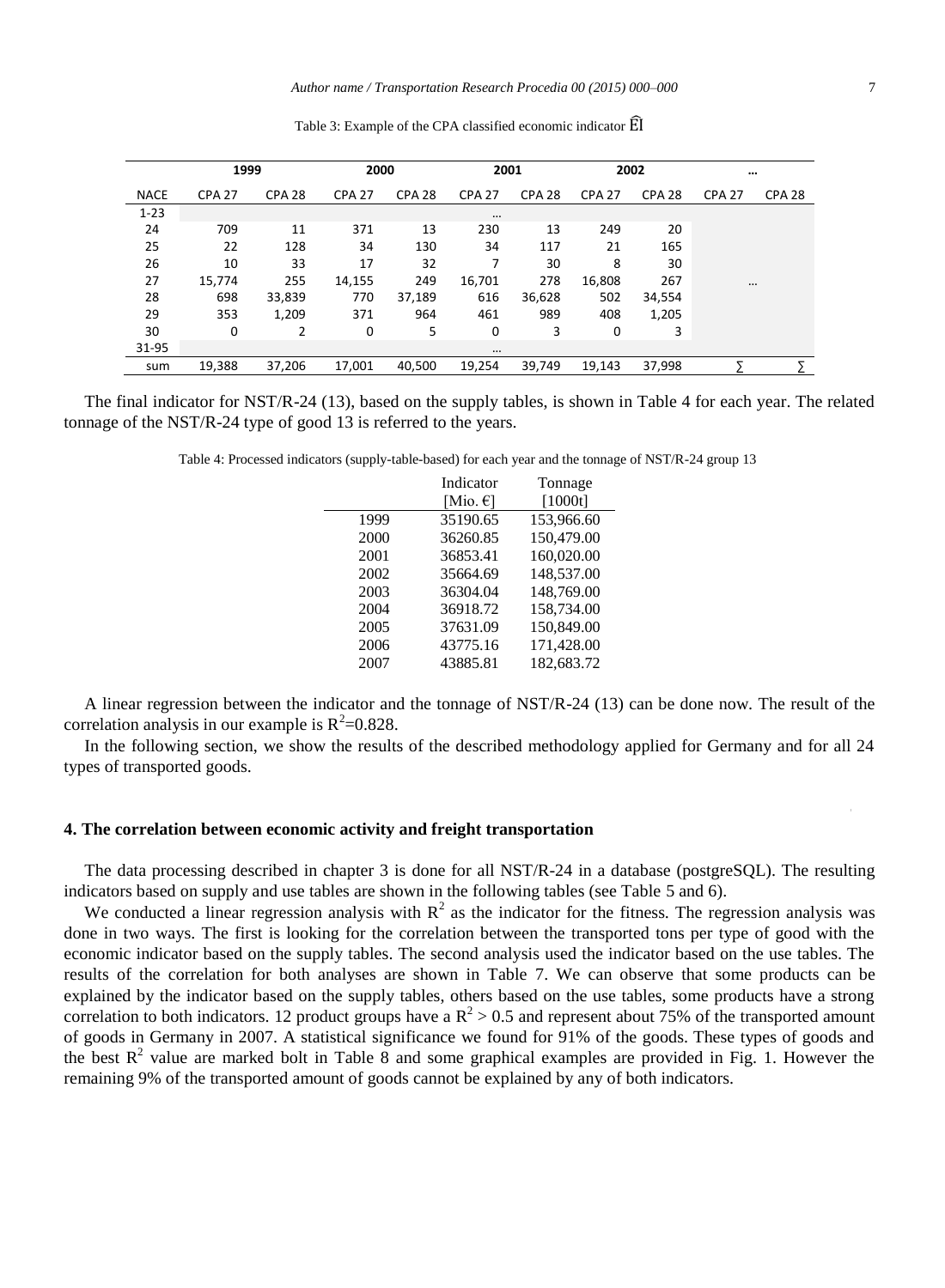Table 3: Example of the CPA classified economic indicator $\widehat{EI}$

| | 1999 | | 2000 | | 2001 | | 2002 | | … | |
|---|---|---|---|---|---|---|---|---|---|---|
| NACE | CPA 27 | CPA 28 | CPA 27 | CPA 28 | CPA 27 | CPA 28 | CPA 27 | CPA 28 | CPA 27 | CPA 28 |
| 1-23 | | | | | … | | | | | |
| 24 | 709 | 11 | 371 | 13 | 230 | 13 | 249 | 20 | | |
| 25 | 22 | 128 | 34 | 130 | 34 | 117 | 21 | 165 | | |
| 26 | 10 | 33 | 17 | 32 | 7 | 30 | 8 | 30 | | |
| 27 | 15,774 | 255 | 14,155 | 249 | 16,701 | 278 | 16,808 | 267 | … | |
| 28 | 698 | 33,839 | 770 | 37,189 | 616 | 36,628 | 502 | 34,554 | | |
| 29 | 353 | 1,209 | 371 | 964 | 461 | 989 | 408 | 1,205 | | |
| 30 | 0 | 2 | 0 | 5 | 0 | 3 | 0 | 3 | | |
| 31-95 | | | | | … | | | | | |
| sum | 19,388 | 37,206 | 17,001 | 40,500 | 19,254 | 39,749 | 19,143 | 37,998 | ∑ | ∑ |

The final indicator for NST/R-24 (13), based on the supply tables, is shown in Table 4 for each year. The related tonnage of the NST/R-24 type of good 13 is referred to the years.

Table 4: Processed indicators (supply-table-based) for each year and the tonnage of NST/R-24 group 13

| | Indicator [Mio. €] | Tonnage [1000t] |
|---|---|---|
| 1999 | 35190.65 | 153,966.60 |
| 2000 | 36260.85 | 150,479.00 |
| 2001 | 36853.41 | 160,020.00 |
| 2002 | 35664.69 | 148,537.00 |
| 2003 | 36304.04 | 148,769.00 |
| 2004 | 36918.72 | 158,734.00 |
| 2005 | 37631.09 | 150,849.00 |
| 2006 | 43775.16 | 171,428.00 |
| 2007 | 43885.81 | 182,683.72 |

A linear regression between the indicator and the tonnage of NST/R-24 (13) can be done now. The result of the correlation analysis in our example is $R^2$=0.828.

In the following section, we show the results of the described methodology applied for Germany and for all 24 types of transported goods.

## 4. The correlation between economic activity and freight transportation

The data processing described in chapter 3 is done for all NST/R-24 in a database (postgreSQL). The resulting indicators based on supply and use tables are shown in the following tables (see Table 5 and 6).

We conducted a linear regression analysis with $R^2$ as the indicator for the fitness. The regression analysis was done in two ways. The first is looking for the correlation between the transported tons per type of good with the economic indicator based on the supply tables. The second analysis used the indicator based on the use tables. The results of the correlation for both analyses are shown in Table 7. We can observe that some products can be explained by the indicator based on the supply tables, others based on the use tables, some products have a strong correlation to both indicators. 12 product groups have a $R^2 > 0.5$ and represent about 75% of the transported amount of goods in Germany in 2007. A statistical significance we found for 91% of the goods. These types of goods and the best $R^2$ value are marked bolt in Table 8 and some graphical examples are provided in Fig. 1. However the remaining 9% of the transported amount of goods cannot be explained by any of both indicators.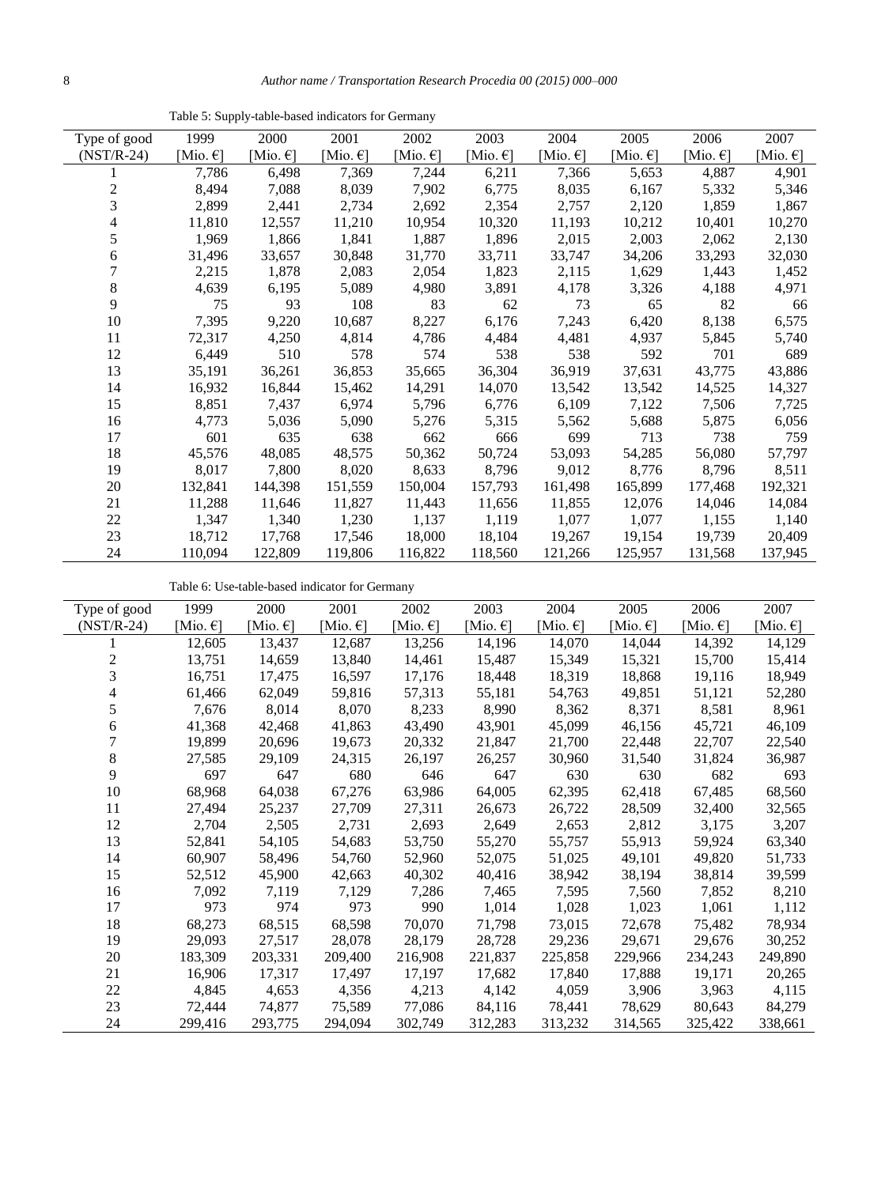Table 5: Supply-table-based indicators for Germany

| Type of good (NST/R-24) | 1999 [Mio. €] | 2000 [Mio. €] | 2001 [Mio. €] | 2002 [Mio. €] | 2003 [Mio. €] | 2004 [Mio. €] | 2005 [Mio. €] | 2006 [Mio. €] | 2007 [Mio. €] |
|---|---|---|---|---|---|---|---|---|---|
| 1 | 7,786 | 6,498 | 7,369 | 7,244 | 6,211 | 7,366 | 5,653 | 4,887 | 4,901 |
| 2 | 8,494 | 7,088 | 8,039 | 7,902 | 6,775 | 8,035 | 6,167 | 5,332 | 5,346 |
| 3 | 2,899 | 2,441 | 2,734 | 2,692 | 2,354 | 2,757 | 2,120 | 1,859 | 1,867 |
| 4 | 11,810 | 12,557 | 11,210 | 10,954 | 10,320 | 11,193 | 10,212 | 10,401 | 10,270 |
| 5 | 1,969 | 1,866 | 1,841 | 1,887 | 1,896 | 2,015 | 2,003 | 2,062 | 2,130 |
| 6 | 31,496 | 33,657 | 30,848 | 31,770 | 33,711 | 33,747 | 34,206 | 33,293 | 32,030 |
| 7 | 2,215 | 1,878 | 2,083 | 2,054 | 1,823 | 2,115 | 1,629 | 1,443 | 1,452 |
| 8 | 4,639 | 6,195 | 5,089 | 4,980 | 3,891 | 4,178 | 3,326 | 4,188 | 4,971 |
| 9 | 75 | 93 | 108 | 83 | 62 | 73 | 65 | 82 | 66 |
| 10 | 7,395 | 9,220 | 10,687 | 8,227 | 6,176 | 7,243 | 6,420 | 8,138 | 6,575 |
| 11 | 72,317 | 4,250 | 4,814 | 4,786 | 4,484 | 4,481 | 4,937 | 5,845 | 5,740 |
| 12 | 6,449 | 510 | 578 | 574 | 538 | 538 | 592 | 701 | 689 |
| 13 | 35,191 | 36,261 | 36,853 | 35,665 | 36,304 | 36,919 | 37,631 | 43,775 | 43,886 |
| 14 | 16,932 | 16,844 | 15,462 | 14,291 | 14,070 | 13,542 | 13,542 | 14,525 | 14,327 |
| 15 | 8,851 | 7,437 | 6,974 | 5,796 | 6,776 | 6,109 | 7,122 | 7,506 | 7,725 |
| 16 | 4,773 | 5,036 | 5,090 | 5,276 | 5,315 | 5,562 | 5,688 | 5,875 | 6,056 |
| 17 | 601 | 635 | 638 | 662 | 666 | 699 | 713 | 738 | 759 |
| 18 | 45,576 | 48,085 | 48,575 | 50,362 | 50,724 | 53,093 | 54,285 | 56,080 | 57,797 |
| 19 | 8,017 | 7,800 | 8,020 | 8,633 | 8,796 | 9,012 | 8,776 | 8,796 | 8,511 |
| 20 | 132,841 | 144,398 | 151,559 | 150,004 | 157,793 | 161,498 | 165,899 | 177,468 | 192,321 |
| 21 | 11,288 | 11,646 | 11,827 | 11,443 | 11,656 | 11,855 | 12,076 | 14,046 | 14,084 |
| 22 | 1,347 | 1,340 | 1,230 | 1,137 | 1,119 | 1,077 | 1,077 | 1,155 | 1,140 |
| 23 | 18,712 | 17,768 | 17,546 | 18,000 | 18,104 | 19,267 | 19,154 | 19,739 | 20,409 |
| 24 | 110,094 | 122,809 | 119,806 | 116,822 | 118,560 | 121,266 | 125,957 | 131,568 | 137,945 |

Table 6: Use-table-based indicator for Germany

| Type of good (NST/R-24) | 1999 [Mio. €] | 2000 [Mio. €] | 2001 [Mio. €] | 2002 [Mio. €] | 2003 [Mio. €] | 2004 [Mio. €] | 2005 [Mio. €] | 2006 [Mio. €] | 2007 [Mio. €] |
|---|---|---|---|---|---|---|---|---|---|
| 1 | 12,605 | 13,437 | 12,687 | 13,256 | 14,196 | 14,070 | 14,044 | 14,392 | 14,129 |
| 2 | 13,751 | 14,659 | 13,840 | 14,461 | 15,487 | 15,349 | 15,321 | 15,700 | 15,414 |
| 3 | 16,751 | 17,475 | 16,597 | 17,176 | 18,448 | 18,319 | 18,868 | 19,116 | 18,949 |
| 4 | 61,466 | 62,049 | 59,816 | 57,313 | 55,181 | 54,763 | 49,851 | 51,121 | 52,280 |
| 5 | 7,676 | 8,014 | 8,070 | 8,233 | 8,990 | 8,362 | 8,371 | 8,581 | 8,961 |
| 6 | 41,368 | 42,468 | 41,863 | 43,490 | 43,901 | 45,099 | 46,156 | 45,721 | 46,109 |
| 7 | 19,899 | 20,696 | 19,673 | 20,332 | 21,847 | 21,700 | 22,448 | 22,707 | 22,540 |
| 8 | 27,585 | 29,109 | 24,315 | 26,197 | 26,257 | 30,960 | 31,540 | 31,824 | 36,987 |
| 9 | 697 | 647 | 680 | 646 | 647 | 630 | 630 | 682 | 693 |
| 10 | 68,968 | 64,038 | 67,276 | 63,986 | 64,005 | 62,395 | 62,418 | 67,485 | 68,560 |
| 11 | 27,494 | 25,237 | 27,709 | 27,311 | 26,673 | 26,722 | 28,509 | 32,400 | 32,565 |
| 12 | 2,704 | 2,505 | 2,731 | 2,693 | 2,649 | 2,653 | 2,812 | 3,175 | 3,207 |
| 13 | 52,841 | 54,105 | 54,683 | 53,750 | 55,270 | 55,757 | 55,913 | 59,924 | 63,340 |
| 14 | 60,907 | 58,496 | 54,760 | 52,960 | 52,075 | 51,025 | 49,101 | 49,820 | 51,733 |
| 15 | 52,512 | 45,900 | 42,663 | 40,302 | 40,416 | 38,942 | 38,194 | 38,814 | 39,599 |
| 16 | 7,092 | 7,119 | 7,129 | 7,286 | 7,465 | 7,595 | 7,560 | 7,852 | 8,210 |
| 17 | 973 | 974 | 973 | 990 | 1,014 | 1,028 | 1,023 | 1,061 | 1,112 |
| 18 | 68,273 | 68,515 | 68,598 | 70,070 | 71,798 | 73,015 | 72,678 | 75,482 | 78,934 |
| 19 | 29,093 | 27,517 | 28,078 | 28,179 | 28,728 | 29,236 | 29,671 | 29,676 | 30,252 |
| 20 | 183,309 | 203,331 | 209,400 | 216,908 | 221,837 | 225,858 | 229,966 | 234,243 | 249,890 |
| 21 | 16,906 | 17,317 | 17,497 | 17,197 | 17,682 | 17,840 | 17,888 | 19,171 | 20,265 |
| 22 | 4,845 | 4,653 | 4,356 | 4,213 | 4,142 | 4,059 | 3,906 | 3,963 | 4,115 |
| 23 | 72,444 | 74,877 | 75,589 | 77,086 | 84,116 | 78,441 | 78,629 | 80,643 | 84,279 |
| 24 | 299,416 | 293,775 | 294,094 | 302,749 | 312,283 | 313,232 | 314,565 | 325,422 | 338,661 |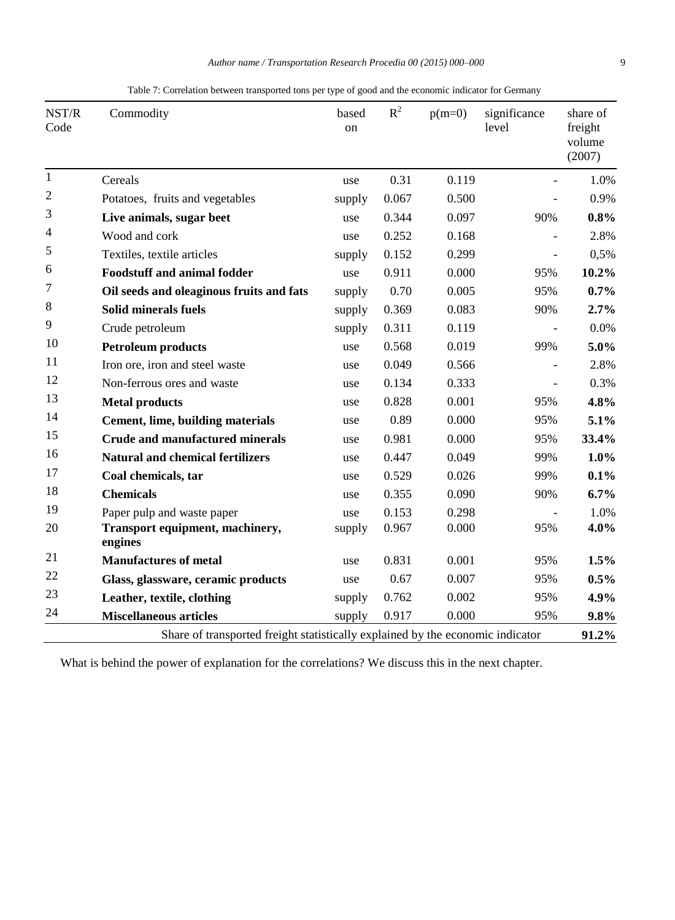Table 7: Correlation between transported tons per type of good and the economic indicator for Germany

| NST/R Code | Commodity | based on | $R^2$ | p(m=0) | significance level | share of freight volume (2007) |
|---|---|---|---|---|---|---|
| 1 | Cereals | use | 0.31 | 0.119 | - | 1.0% |
| 2 | Potatoes, fruits and vegetables | supply | 0.067 | 0.500 | - | 0.9% |
| 3 | **Live animals, sugar beet** | use | 0.344 | 0.097 | 90% | **0.8%** |
| 4 | Wood and cork | use | 0.252 | 0.168 | - | 2.8% |
| 5 | Textiles, textile articles | supply | 0.152 | 0.299 | - | 0,5% |
| 6 | **Foodstuff and animal fodder** | use | 0.911 | 0.000 | 95% | **10.2%** |
| 7 | **Oil seeds and oleaginous fruits and fats** | supply | 0.70 | 0.005 | 95% | **0.7%** |
| 8 | **Solid minerals fuels** | supply | 0.369 | 0.083 | 90% | **2.7%** |
| 9 | Crude petroleum | supply | 0.311 | 0.119 | - | 0.0% |
| 10 | **Petroleum products** | use | 0.568 | 0.019 | 99% | **5.0%** |
| 11 | Iron ore, iron and steel waste | use | 0.049 | 0.566 | - | 2.8% |
| 12 | Non-ferrous ores and waste | use | 0.134 | 0.333 | - | 0.3% |
| 13 | **Metal products** | use | 0.828 | 0.001 | 95% | **4.8%** |
| 14 | **Cement, lime, building materials** | use | 0.89 | 0.000 | 95% | **5.1%** |
| 15 | **Crude and manufactured minerals** | use | 0.981 | 0.000 | 95% | **33.4%** |
| 16 | **Natural and chemical fertilizers** | use | 0.447 | 0.049 | 99% | **1.0%** |
| 17 | **Coal chemicals, tar** | use | 0.529 | 0.026 | 99% | **0.1%** |
| 18 | **Chemicals** | use | 0.355 | 0.090 | 90% | **6.7%** |
| 19 | Paper pulp and waste paper | use | 0.153 | 0.298 | - | 1.0% |
| 20 | **Transport equipment, machinery, engines** | supply | 0.967 | 0.000 | 95% | **4.0%** |
| 21 | **Manufactures of metal** | use | 0.831 | 0.001 | 95% | **1.5%** |
| 22 | **Glass, glassware, ceramic products** | use | 0.67 | 0.007 | 95% | **0.5%** |
| 23 | **Leather, textile, clothing** | supply | 0.762 | 0.002 | 95% | **4.9%** |
| 24 | **Miscellaneous articles** | supply | 0.917 | 0.000 | 95% | **9.8%** |
| | Share of transported freight statistically explained by the economic indicator | | | | | **91.2%** |

What is behind the power of explanation for the correlations? We discuss this in the next chapter.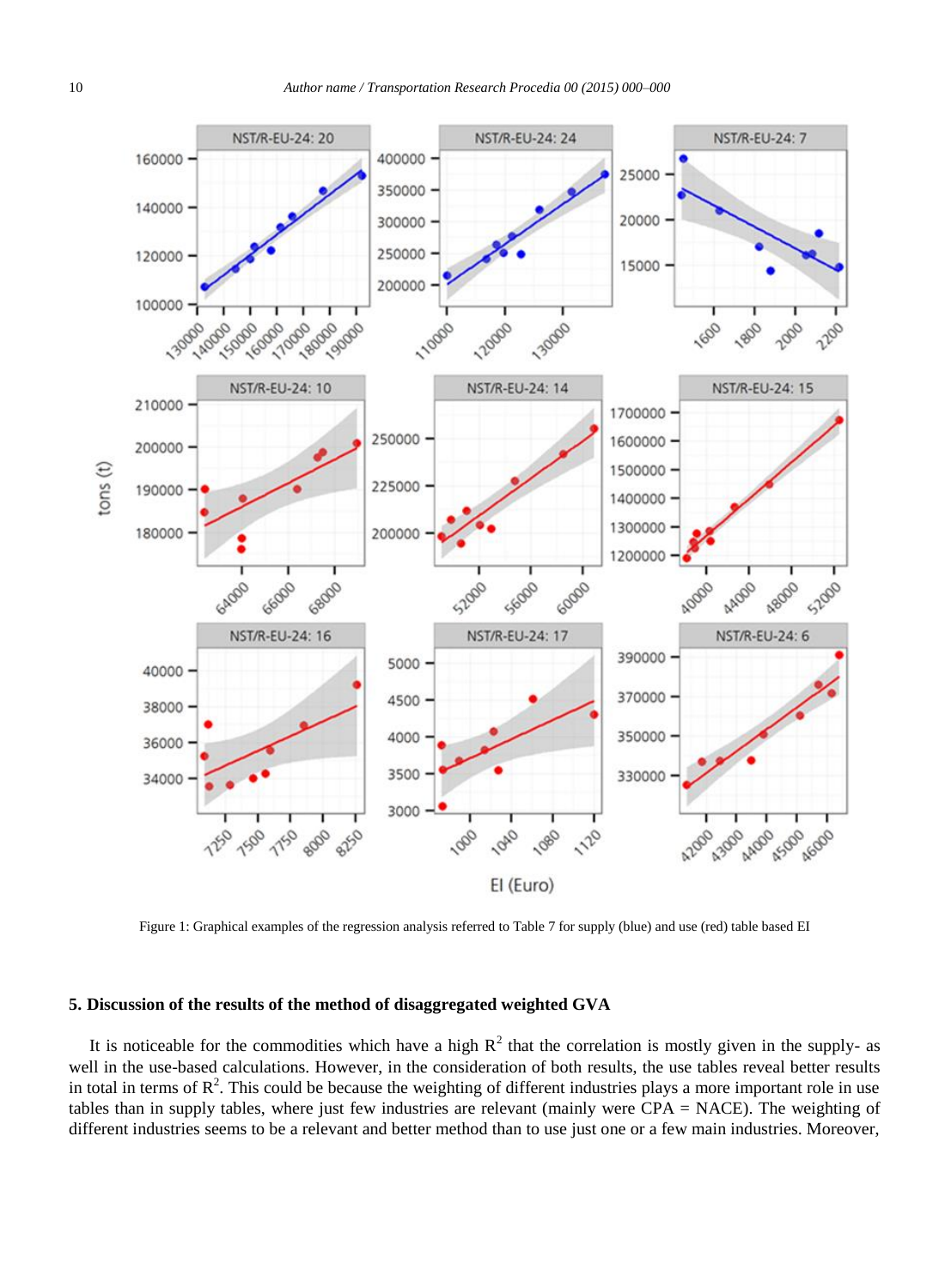NST/R-EU-24: 20

160000
140000
120000
100000

130000 140000 150000 160000 170000 180000 190000

NST/R-EU-24: 24

400000
350000
300000
250000
200000

110000 120000 130000

NST/R-EU-24: 7

25000
20000
15000

1600 1800 2000 2200

NST/R-EU-24: 10

210000
200000
190000
180000

64000 66000 68000

NST/R-EU-24: 14

250000
225000
200000

52000 56000 60000

NST/R-EU-24: 15

1700000
1600000
1500000
1400000
1300000
1200000

40000 44000 48000 52000

NST/R-EU-24: 16

40000
38000
36000
34000

7250 7500 7750 8000 8250

NST/R-EU-24: 17

5000
4500
4000
3500
3000

1000 1040 1080 1120

NST/R-EU-24: 6

390000
370000
350000
330000

42000 43000 44000 45000 46000

tons (t)

EI (Euro)

Figure 1: Graphical examples of the regression analysis referred to Table 7 for supply (blue) and use (red) table based EI

## 5. Discussion of the results of the method of disaggregated weighted GVA

It is noticeable for the commodities which have a high $R^2$ that the correlation is mostly given in the supply- as well in the use-based calculations. However, in the consideration of both results, the use tables reveal better results in total in terms of $R^2$. This could be because the weighting of different industries plays a more important role in use tables than in supply tables, where just few industries are relevant (mainly were CPA = NACE). The weighting of different industries seems to be a relevant and better method than to use just one or a few main industries. Moreover,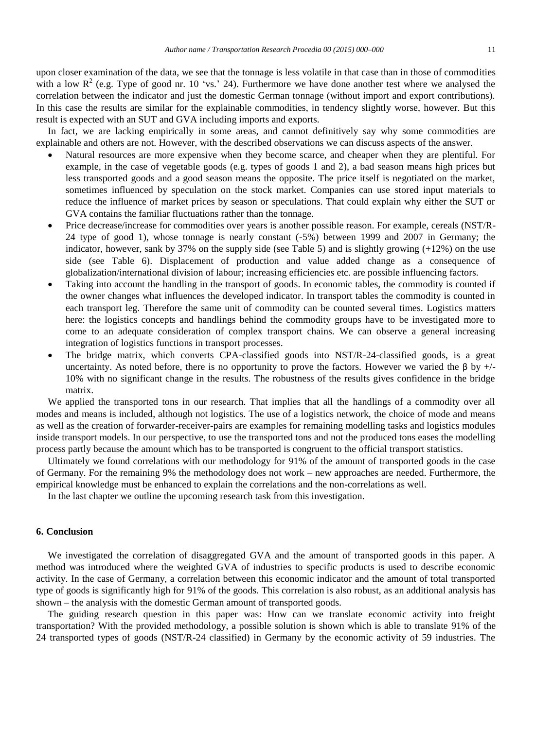upon closer examination of the data, we see that the tonnage is less volatile in that case than in those of commodities with a low $R^2$ (e.g. Type of good nr. 10 'vs.' 24). Furthermore we have done another test where we analysed the correlation between the indicator and just the domestic German tonnage (without import and export contributions). In this case the results are similar for the explainable commodities, in tendency slightly worse, however. But this result is expected with an SUT and GVA including imports and exports.

In fact, we are lacking empirically in some areas, and cannot definitively say why some commodities are explainable and others are not. However, with the described observations we can discuss aspects of the answer.

- Natural resources are more expensive when they become scarce, and cheaper when they are plentiful. For example, in the case of vegetable goods (e.g. types of goods 1 and 2), a bad season means high prices but less transported goods and a good season means the opposite. The price itself is negotiated on the market, sometimes influenced by speculation on the stock market. Companies can use stored input materials to reduce the influence of market prices by season or speculations. That could explain why either the SUT or GVA contains the familiar fluctuations rather than the tonnage.
- Price decrease/increase for commodities over years is another possible reason. For example, cereals (NST/R-24 type of good 1), whose tonnage is nearly constant (-5%) between 1999 and 2007 in Germany; the indicator, however, sank by 37% on the supply side (see Table 5) and is slightly growing (+12%) on the use side (see Table 6). Displacement of production and value added change as a consequence of globalization/international division of labour; increasing efficiencies etc. are possible influencing factors.
- Taking into account the handling in the transport of goods. In economic tables, the commodity is counted if the owner changes what influences the developed indicator. In transport tables the commodity is counted in each transport leg. Therefore the same unit of commodity can be counted several times. Logistics matters here: the logistics concepts and handlings behind the commodity groups have to be investigated more to come to an adequate consideration of complex transport chains. We can observe a general increasing integration of logistics functions in transport processes.
- The bridge matrix, which converts CPA-classified goods into NST/R-24-classified goods, is a great uncertainty. As noted before, there is no opportunity to prove the factors. However we varied the $\beta$ by +/- 10% with no significant change in the results. The robustness of the results gives confidence in the bridge matrix.

We applied the transported tons in our research. That implies that all the handlings of a commodity over all modes and means is included, although not logistics. The use of a logistics network, the choice of mode and means as well as the creation of forwarder-receiver-pairs are examples for remaining modelling tasks and logistics modules inside transport models. In our perspective, to use the transported tons and not the produced tons eases the modelling process partly because the amount which has to be transported is congruent to the official transport statistics.

Ultimately we found correlations with our methodology for 91% of the amount of transported goods in the case of Germany. For the remaining 9% the methodology does not work – new approaches are needed. Furthermore, the empirical knowledge must be enhanced to explain the correlations and the non-correlations as well.

In the last chapter we outline the upcoming research task from this investigation.

## 6. Conclusion

We investigated the correlation of disaggregated GVA and the amount of transported goods in this paper. A method was introduced where the weighted GVA of industries to specific products is used to describe economic activity. In the case of Germany, a correlation between this economic indicator and the amount of total transported type of goods is significantly high for 91% of the goods. This correlation is also robust, as an additional analysis has shown – the analysis with the domestic German amount of transported goods.

The guiding research question in this paper was: How can we translate economic activity into freight transportation? With the provided methodology, a possible solution is shown which is able to translate 91% of the 24 transported types of goods (NST/R-24 classified) in Germany by the economic activity of 59 industries. The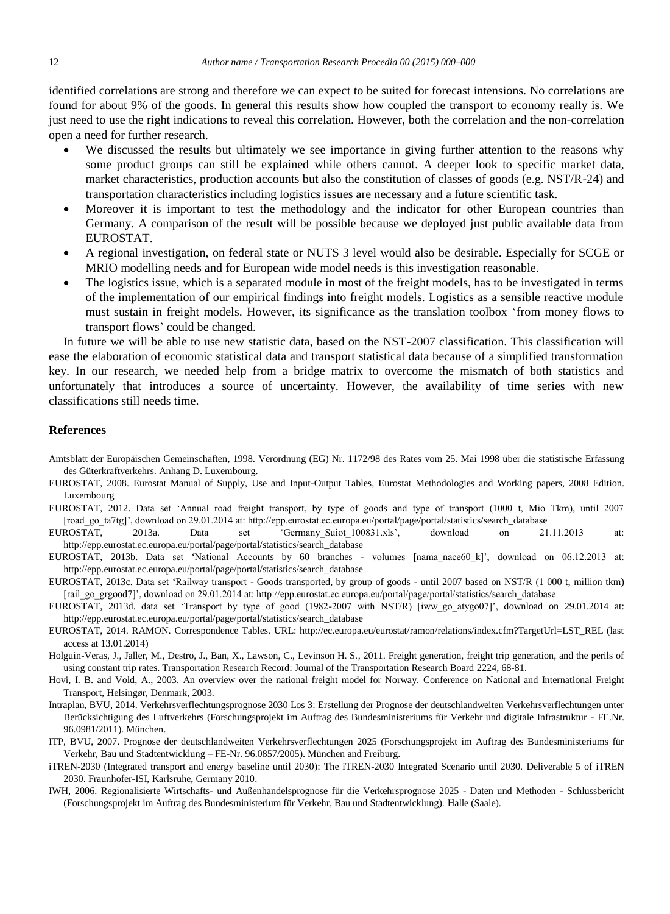identified correlations are strong and therefore we can expect to be suited for forecast intensions. No correlations are found for about 9% of the goods. In general this results show how coupled the transport to economy really is. We just need to use the right indications to reveal this correlation. However, both the correlation and the non-correlation open a need for further research.

- We discussed the results but ultimately we see importance in giving further attention to the reasons why some product groups can still be explained while others cannot. A deeper look to specific market data, market characteristics, production accounts but also the constitution of classes of goods (e.g. NST/R-24) and transportation characteristics including logistics issues are necessary and a future scientific task.
- Moreover it is important to test the methodology and the indicator for other European countries than Germany. A comparison of the result will be possible because we deployed just public available data from EUROSTAT.
- A regional investigation, on federal state or NUTS 3 level would also be desirable. Especially for SCGE or MRIO modelling needs and for European wide model needs is this investigation reasonable.
- The logistics issue, which is a separated module in most of the freight models, has to be investigated in terms of the implementation of our empirical findings into freight models. Logistics as a sensible reactive module must sustain in freight models. However, its significance as the translation toolbox 'from money flows to transport flows' could be changed.

In future we will be able to use new statistic data, based on the NST-2007 classification. This classification will ease the elaboration of economic statistical data and transport statistical data because of a simplified transformation key. In our research, we needed help from a bridge matrix to overcome the mismatch of both statistics and unfortunately that introduces a source of uncertainty. However, the availability of time series with new classifications still needs time.

## References

Amtsblatt der Europäischen Gemeinschaften, 1998. Verordnung (EG) Nr. 1172/98 des Rates vom 25. Mai 1998 über die statistische Erfassung des Güterkraftverkehrs. Anhang D. Luxembourg.

EUROSTAT, 2008. Eurostat Manual of Supply, Use and Input-Output Tables, Eurostat Methodologies and Working papers, 2008 Edition. Luxembourg

EUROSTAT, 2012. Data set 'Annual road freight transport, by type of goods and type of transport (1000 t, Mio Tkm), until 2007 [road_go_ta7tg]', download on 29.01.2014 at: http://epp.eurostat.ec.europa.eu/portal/page/portal/statistics/search_database

EUROSTAT, 2013a. Data set 'Germany_Suiot_100831.xls', download on 21.11.2013 at: http://epp.eurostat.ec.europa.eu/portal/page/portal/statistics/search_database

EUROSTAT, 2013b. Data set 'National Accounts by 60 branches - volumes [nama_nace60_k]', download on 06.12.2013 at: http://epp.eurostat.ec.europa.eu/portal/page/portal/statistics/search_database

EUROSTAT, 2013c. Data set 'Railway transport - Goods transported, by group of goods - until 2007 based on NST/R (1 000 t, million tkm) [rail_go_grgood7]', download on 29.01.2014 at: http://epp.eurostat.ec.europa.eu/portal/page/portal/statistics/search_database

EUROSTAT, 2013d. data set 'Transport by type of good (1982-2007 with NST/R) [iww_go_atygo07]', download on 29.01.2014 at: http://epp.eurostat.ec.europa.eu/portal/page/portal/statistics/search_database

EUROSTAT, 2014. RAMON. Correspondence Tables. URL: http://ec.europa.eu/eurostat/ramon/relations/index.cfm?TargetUrl=LST_REL (last access at 13.01.2014)

Holguin-Veras, J., Jaller, M., Destro, J., Ban, X., Lawson, C., Levinson H. S., 2011. Freight generation, freight trip generation, and the perils of using constant trip rates. Transportation Research Record: Journal of the Transportation Research Board 2224, 68-81.

Hovi, I. B. and Vold, A., 2003. An overview over the national freight model for Norway. Conference on National and International Freight Transport, Helsingør, Denmark, 2003.

Intraplan, BVU, 2014. Verkehrsverflechtungsprognose 2030 Los 3: Erstellung der Prognose der deutschlandweiten Verkehrsverflechtungen unter Berücksichtigung des Luftverkehrs (Forschungsprojekt im Auftrag des Bundesministeriums für Verkehr und digitale Infrastruktur - FE.Nr. 96.0981/2011). München.

ITP, BVU, 2007. Prognose der deutschlandweiten Verkehrsverflechtungen 2025 (Forschungsprojekt im Auftrag des Bundesministeriums für Verkehr, Bau und Stadtentwicklung – FE-Nr. 96.0857/2005). München and Freiburg.

iTREN-2030 (Integrated transport and energy baseline until 2030): The iTREN-2030 Integrated Scenario until 2030. Deliverable 5 of iTREN 2030. Fraunhofer-ISI, Karlsruhe, Germany 2010.

IWH, 2006. Regionalisierte Wirtschafts- und Außenhandelsprognose für die Verkehrsprognose 2025 - Daten und Methoden - Schlussbericht (Forschungsprojekt im Auftrag des Bundesministerium für Verkehr, Bau und Stadtentwicklung). Halle (Saale).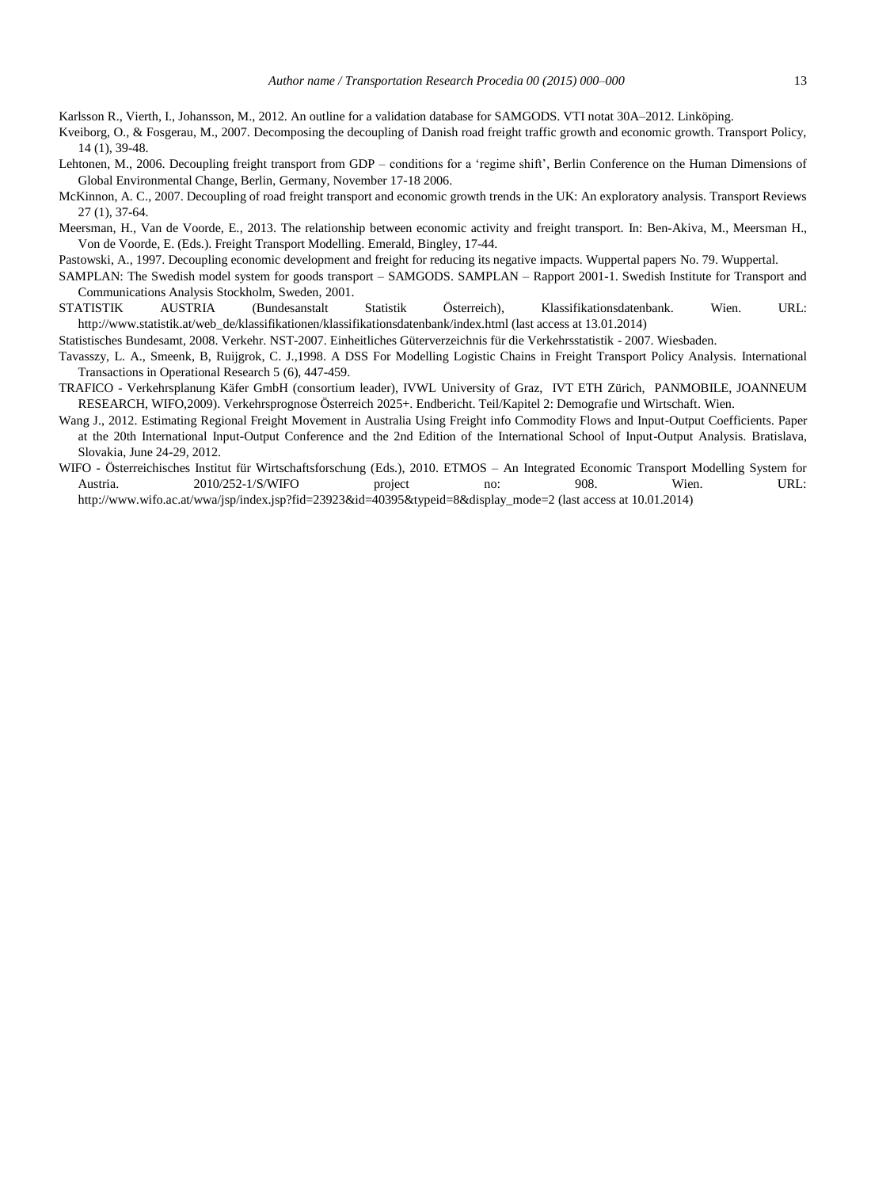Karlsson R., Vierth, I., Johansson, M., 2012. An outline for a validation database for SAMGODS. VTI notat 30A–2012. Linköping.

Kveiborg, O., & Fosgerau, M., 2007. Decomposing the decoupling of Danish road freight traffic growth and economic growth. Transport Policy, 14 (1), 39-48.

Lehtonen, M., 2006. Decoupling freight transport from GDP – conditions for a 'regime shift', Berlin Conference on the Human Dimensions of Global Environmental Change, Berlin, Germany, November 17-18 2006.

McKinnon, A. C., 2007. Decoupling of road freight transport and economic growth trends in the UK: An exploratory analysis. Transport Reviews 27 (1), 37-64.

Meersman, H., Van de Voorde, E., 2013. The relationship between economic activity and freight transport. In: Ben-Akiva, M., Meersman H., Von de Voorde, E. (Eds.). Freight Transport Modelling. Emerald, Bingley, 17-44.

Pastowski, A., 1997. Decoupling economic development and freight for reducing its negative impacts. Wuppertal papers No. 79. Wuppertal.

SAMPLAN: The Swedish model system for goods transport – SAMGODS. SAMPLAN – Rapport 2001-1. Swedish Institute for Transport and Communications Analysis Stockholm, Sweden, 2001.

STATISTIK AUSTRIA (Bundesanstalt Statistik Österreich), Klassifikationsdatenbank. Wien. URL: http://www.statistik.at/web_de/klassifikationen/klassifikationsdatenbank/index.html (last access at 13.01.2014)

Statistisches Bundesamt, 2008. Verkehr. NST-2007. Einheitliches Güterverzeichnis für die Verkehrsstatistik - 2007. Wiesbaden.

Tavasszy, L. A., Smeenk, B, Ruijgrok, C. J.,1998. A DSS For Modelling Logistic Chains in Freight Transport Policy Analysis. International Transactions in Operational Research 5 (6), 447-459.

TRAFICO - Verkehrsplanung Käfer GmbH (consortium leader), IVWL University of Graz, IVT ETH Zürich, PANMOBILE, JOANNEUM RESEARCH, WIFO,2009). Verkehrsprognose Österreich 2025+. Endbericht. Teil/Kapitel 2: Demografie und Wirtschaft. Wien.

Wang J., 2012. Estimating Regional Freight Movement in Australia Using Freight info Commodity Flows and Input-Output Coefficients. Paper at the 20th International Input-Output Conference and the 2nd Edition of the International School of Input-Output Analysis. Bratislava, Slovakia, June 24-29, 2012.

WIFO - Österreichisches Institut für Wirtschaftsforschung (Eds.), 2010. ETMOS – An Integrated Economic Transport Modelling System for Austria. 2010/252-1/S/WIFO project no: 908. Wien. URL: http://www.wifo.ac.at/wwa/jsp/index.jsp?fid=23923&id=40395&typeid=8&display_mode=2 (last access at 10.01.2014)